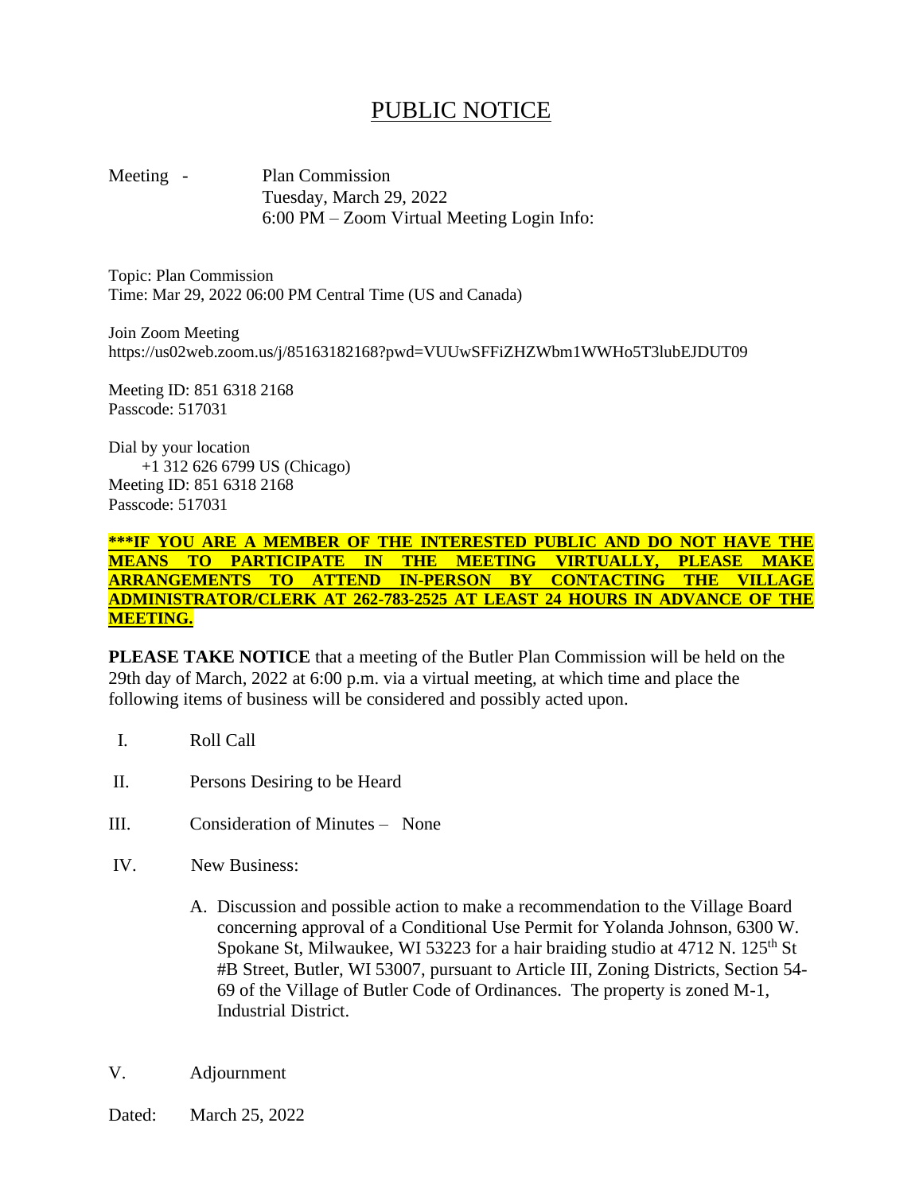# PUBLIC NOTICE

Meeting - Plan Commission
Tuesday, March 29, 2022
6:00 PM – Zoom Virtual Meeting Login Info:

Topic: Plan Commission
Time: Mar 29, 2022 06:00 PM Central Time (US and Canada)

Join Zoom Meeting
https://us02web.zoom.us/j/85163182168?pwd=VUUwSFFiZHZWbm1WWHo5T3lubEJDUT09

Meeting ID: 851 6318 2168
Passcode: 517031

Dial by your location
+1 312 626 6799 US (Chicago)
Meeting ID: 851 6318 2168
Passcode: 517031

**\*\*\*IF YOU ARE A MEMBER OF THE INTERESTED PUBLIC AND DO NOT HAVE THE MEANS TO PARTICIPATE IN THE MEETING VIRTUALLY, PLEASE MAKE ARRANGEMENTS TO ATTEND IN-PERSON BY CONTACTING THE VILLAGE ADMINISTRATOR/CLERK AT 262-783-2525 AT LEAST 24 HOURS IN ADVANCE OF THE MEETING.**

**PLEASE TAKE NOTICE** that a meeting of the Butler Plan Commission will be held on the 29th day of March, 2022 at 6:00 p.m. via a virtual meeting, at which time and place the following items of business will be considered and possibly acted upon.

I. Roll Call

II. Persons Desiring to be Heard

III. Consideration of Minutes – None

IV. New Business:

A. Discussion and possible action to make a recommendation to the Village Board concerning approval of a Conditional Use Permit for Yolanda Johnson, 6300 W. Spokane St, Milwaukee, WI 53223 for a hair braiding studio at 4712 N. 125th St #B Street, Butler, WI 53007, pursuant to Article III, Zoning Districts, Section 54-69 of the Village of Butler Code of Ordinances. The property is zoned M-1, Industrial District.

V. Adjournment

Dated: March 25, 2022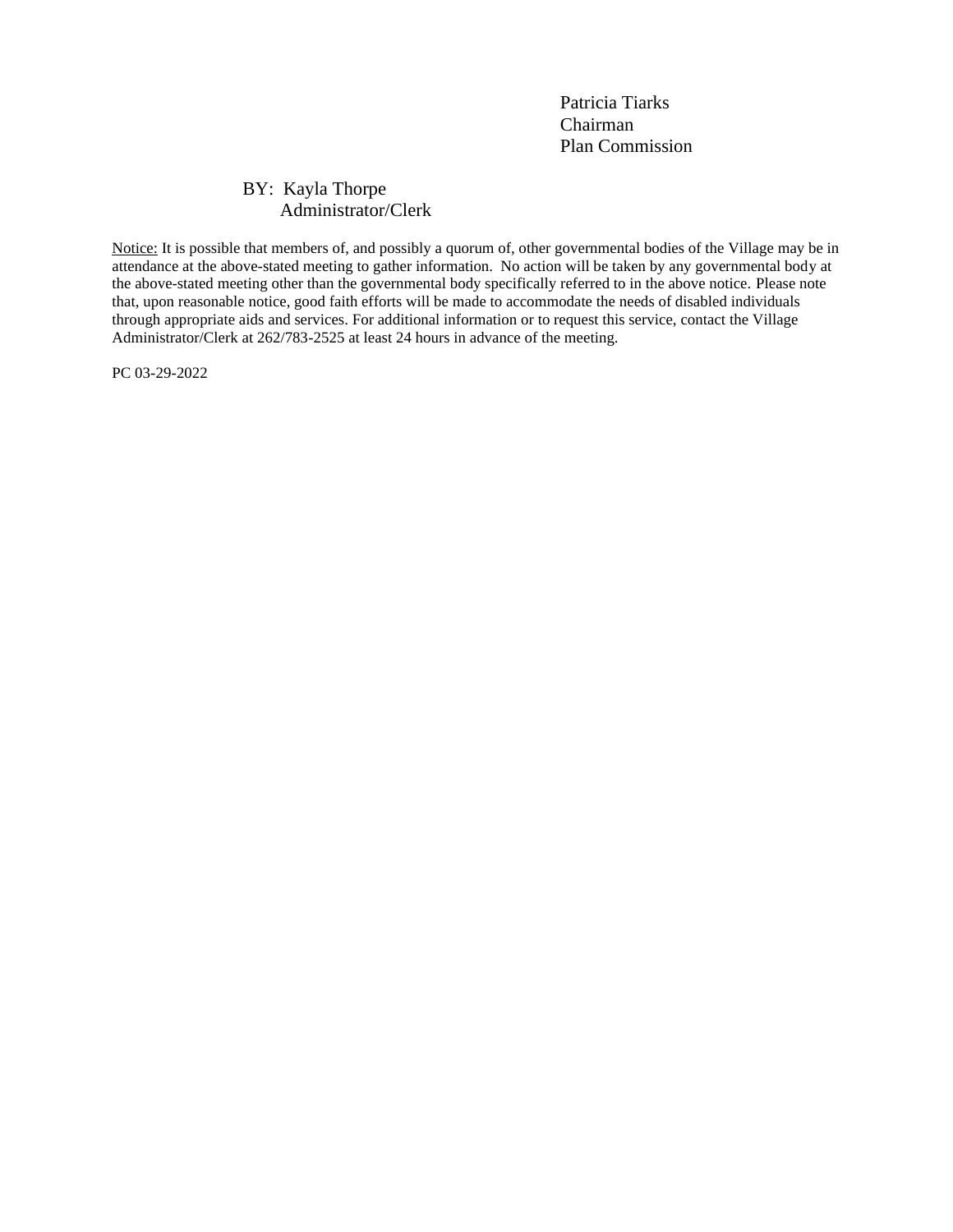Patricia Tiarks
Chairman
Plan Commission

BY: Kayla Thorpe
Administrator/Clerk

<u>Notice:</u> It is possible that members of, and possibly a quorum of, other governmental bodies of the Village may be in attendance at the above-stated meeting to gather information. No action will be taken by any governmental body at the above-stated meeting other than the governmental body specifically referred to in the above notice. Please note that, upon reasonable notice, good faith efforts will be made to accommodate the needs of disabled individuals through appropriate aids and services. For additional information or to request this service, contact the Village Administrator/Clerk at 262/783-2525 at least 24 hours in advance of the meeting.

PC 03-29-2022